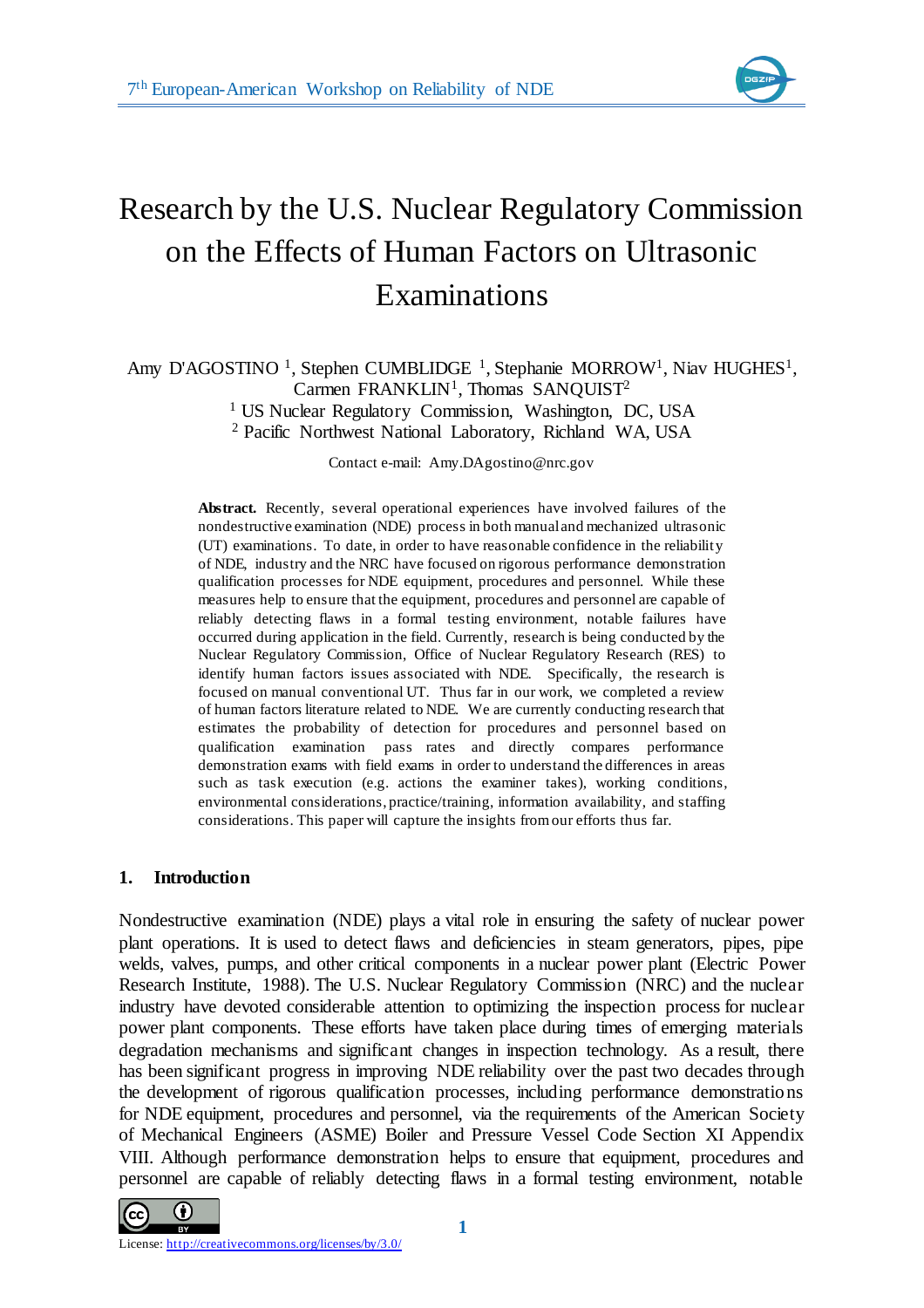# Research by the U.S. Nuclear Regulatory Commission on the Effects of Human Factors on Ultrasonic Examinations

Amy D'AGOSTINO [1], Stephen CUMBLIDGE [1], Stephanie MORROW[1], Niav HUGHES[1], Carmen FRANKLIN[1], Thomas SANQUIST[2]

[1] US Nuclear Regulatory Commission, Washington, DC, USA

[2] Pacific Northwest National Laboratory, Richland WA, USA

Contact e-mail: Amy.DAgostino@nrc.gov

**Abstract.** Recently, several operational experiences have involved failures of the nondestructive examination (NDE) process in both manual and mechanized ultrasonic (UT) examinations. To date, in order to have reasonable confidence in the reliability of NDE, industry and the NRC have focused on rigorous performance demonstration qualification processes for NDE equipment, procedures and personnel. While these measures help to ensure that the equipment, procedures and personnel are capable of reliably detecting flaws in a formal testing environment, notable failures have occurred during application in the field. Currently, research is being conducted by the Nuclear Regulatory Commission, Office of Nuclear Regulatory Research (RES) to identify human factors issues associated with NDE. Specifically, the research is focused on manual conventional UT. Thus far in our work, we completed a review of human factors literature related to NDE. We are currently conducting research that estimates the probability of detection for procedures and personnel based on qualification examination pass rates and directly compares performance demonstration exams with field exams in order to understand the differences in areas such as task execution (e.g. actions the examiner takes), working conditions, environmental considerations, practice/training, information availability, and staffing considerations. This paper will capture the insights from our efforts thus far.

## 1. Introduction

Nondestructive examination (NDE) plays a vital role in ensuring the safety of nuclear power plant operations. It is used to detect flaws and deficiencies in steam generators, pipes, pipe welds, valves, pumps, and other critical components in a nuclear power plant (Electric Power Research Institute, 1988). The U.S. Nuclear Regulatory Commission (NRC) and the nuclear industry have devoted considerable attention to optimizing the inspection process for nuclear power plant components. These efforts have taken place during times of emerging materials degradation mechanisms and significant changes in inspection technology. As a result, there has been significant progress in improving NDE reliability over the past two decades through the development of rigorous qualification processes, including performance demonstrations for NDE equipment, procedures and personnel, via the requirements of the American Society of Mechanical Engineers (ASME) Boiler and Pressure Vessel Code Section XI Appendix VIII. Although performance demonstration helps to ensure that equipment, procedures and personnel are capable of reliably detecting flaws in a formal testing environment, notable

License: http://creativecommons.org/licenses/by/3.0/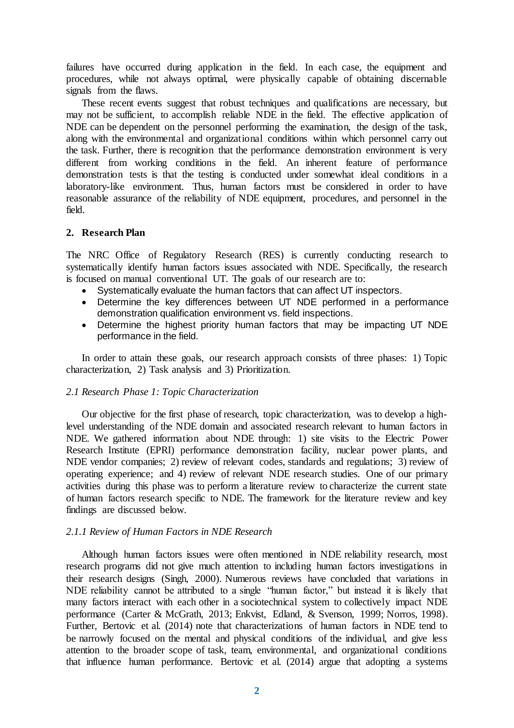failures have occurred during application in the field. In each case, the equipment and procedures, while not always optimal, were physically capable of obtaining discernable signals from the flaws.

These recent events suggest that robust techniques and qualifications are necessary, but may not be sufficient, to accomplish reliable NDE in the field. The effective application of NDE can be dependent on the personnel performing the examination, the design of the task, along with the environmental and organizational conditions within which personnel carry out the task. Further, there is recognition that the performance demonstration environment is very different from working conditions in the field. An inherent feature of performance demonstration tests is that the testing is conducted under somewhat ideal conditions in a laboratory-like environment. Thus, human factors must be considered in order to have reasonable assurance of the reliability of NDE equipment, procedures, and personnel in the field.

## 2. Research Plan

The NRC Office of Regulatory Research (RES) is currently conducting research to systematically identify human factors issues associated with NDE. Specifically, the research is focused on manual conventional UT. The goals of our research are to:

- Systematically evaluate the human factors that can affect UT inspectors.
- Determine the key differences between UT NDE performed in a performance demonstration qualification environment vs. field inspections.
- Determine the highest priority human factors that may be impacting UT NDE performance in the field.

In order to attain these goals, our research approach consists of three phases: 1) Topic characterization, 2) Task analysis and 3) Prioritization.

### *2.1 Research Phase 1: Topic Characterization*

Our objective for the first phase of research, topic characterization, was to develop a high-level understanding of the NDE domain and associated research relevant to human factors in NDE. We gathered information about NDE through: 1) site visits to the Electric Power Research Institute (EPRI) performance demonstration facility, nuclear power plants, and NDE vendor companies; 2) review of relevant codes, standards and regulations; 3) review of operating experience; and 4) review of relevant NDE research studies. One of our primary activities during this phase was to perform a literature review to characterize the current state of human factors research specific to NDE. The framework for the literature review and key findings are discussed below.

#### *2.1.1 Review of Human Factors in NDE Research*

Although human factors issues were often mentioned in NDE reliability research, most research programs did not give much attention to including human factors investigations in their research designs (Singh, 2000). Numerous reviews have concluded that variations in NDE reliability cannot be attributed to a single "human factor," but instead it is likely that many factors interact with each other in a sociotechnical system to collectively impact NDE performance (Carter & McGrath, 2013; Enkvist, Edland, & Svenson, 1999; Norros, 1998). Further, Bertovic et al. (2014) note that characterizations of human factors in NDE tend to be narrowly focused on the mental and physical conditions of the individual, and give less attention to the broader scope of task, team, environmental, and organizational conditions that influence human performance. Bertovic et al. (2014) argue that adopting a systems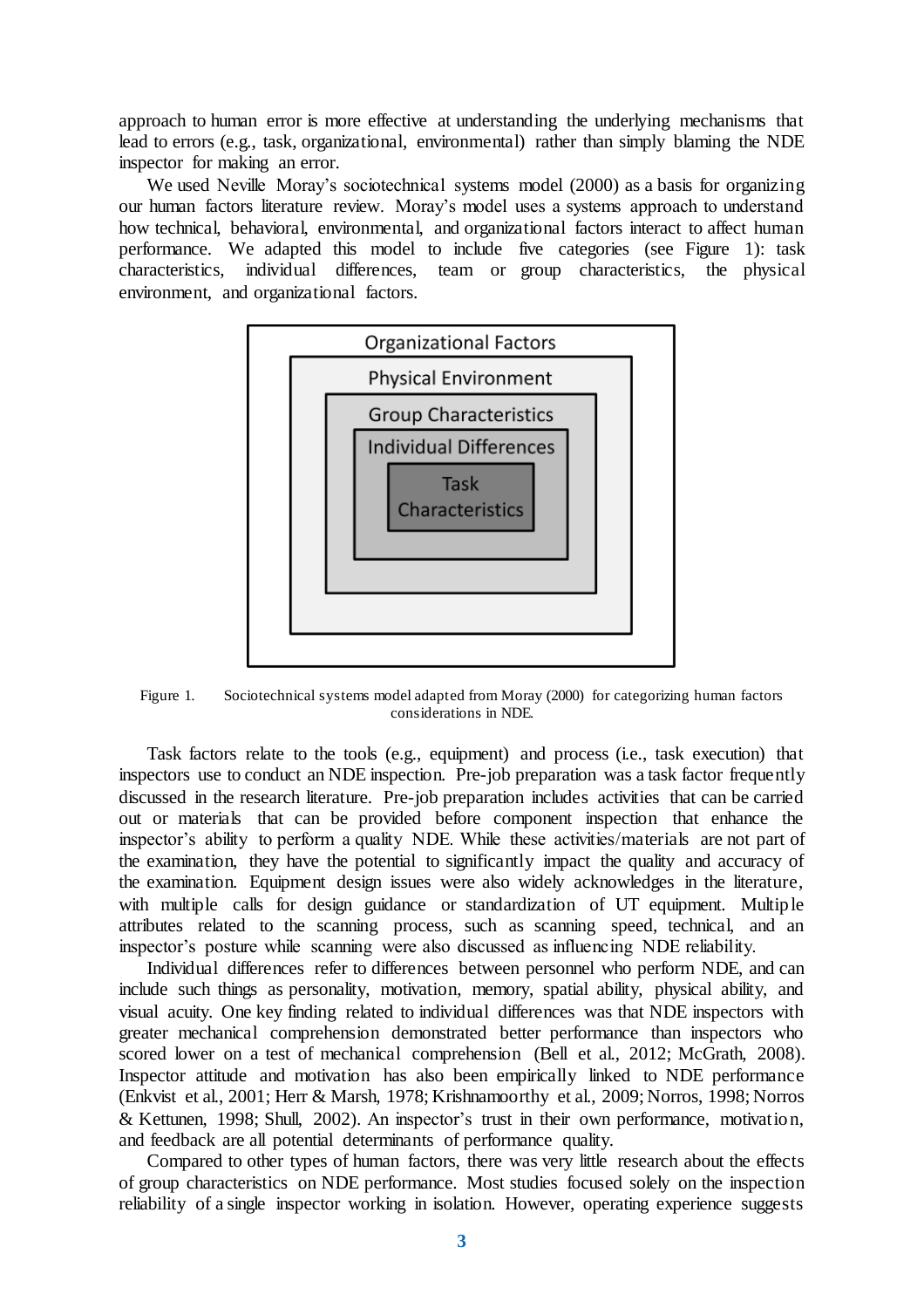approach to human error is more effective at understanding the underlying mechanisms that lead to errors (e.g., task, organizational, environmental) rather than simply blaming the NDE inspector for making an error.

We used Neville Moray's sociotechnical systems model (2000) as a basis for organizing our human factors literature review. Moray's model uses a systems approach to understand how technical, behavioral, environmental, and organizational factors interact to affect human performance. We adapted this model to include five categories (see Figure 1): task characteristics, individual differences, team or group characteristics, the physical environment, and organizational factors.

Organizational Factors

Physical Environment

Group Characteristics

Individual Differences

Task Characteristics

Figure 1. Sociotechnical systems model adapted from Moray (2000) for categorizing human factors considerations in NDE.

Task factors relate to the tools (e.g., equipment) and process (i.e., task execution) that inspectors use to conduct an NDE inspection. Pre-job preparation was a task factor frequently discussed in the research literature. Pre-job preparation includes activities that can be carried out or materials that can be provided before component inspection that enhance the inspector's ability to perform a quality NDE. While these activities/materials are not part of the examination, they have the potential to significantly impact the quality and accuracy of the examination. Equipment design issues were also widely acknowledged in the literature, with multiple calls for design guidance or standardization of UT equipment. Multiple attributes related to the scanning process, such as scanning speed, technical, and an inspector's posture while scanning were also discussed as influencing NDE reliability.

Individual differences refer to differences between personnel who perform NDE, and can include such things as personality, motivation, memory, spatial ability, physical ability, and visual acuity. One key finding related to individual differences was that NDE inspectors with greater mechanical comprehension demonstrated better performance than inspectors who scored lower on a test of mechanical comprehension (Bell et al., 2012; McGrath, 2008). Inspector attitude and motivation has also been empirically linked to NDE performance (Enkvist et al., 2001; Herr & Marsh, 1978; Krishnamoorthy et al., 2009; Norros, 1998; Norros & Kettunen, 1998; Shull, 2002). An inspector's trust in their own performance, motivation, and feedback are all potential determinants of performance quality.

Compared to other types of human factors, there was very little research about the effects of group characteristics on NDE performance. Most studies focused solely on the inspection reliability of a single inspector working in isolation. However, operating experience suggests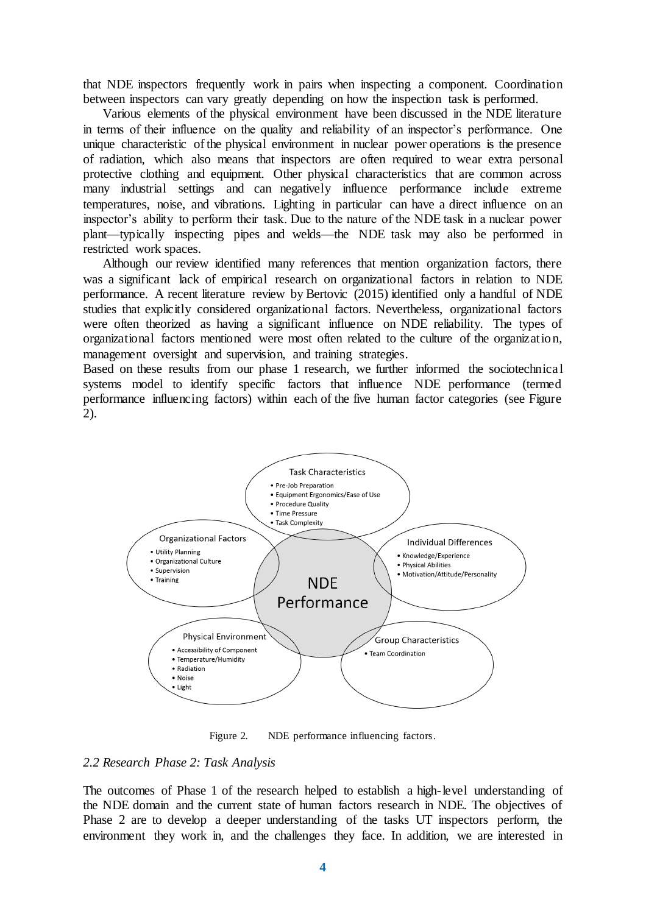that NDE inspectors frequently work in pairs when inspecting a component. Coordination between inspectors can vary greatly depending on how the inspection task is performed.

Various elements of the physical environment have been discussed in the NDE literature in terms of their influence on the quality and reliability of an inspector's performance. One unique characteristic of the physical environment in nuclear power operations is the presence of radiation, which also means that inspectors are often required to wear extra personal protective clothing and equipment. Other physical characteristics that are common across many industrial settings and can negatively influence performance include extreme temperatures, noise, and vibrations. Lighting in particular can have a direct influence on an inspector's ability to perform their task. Due to the nature of the NDE task in a nuclear power plant—typically inspecting pipes and welds—the NDE task may also be performed in restricted work spaces.

Although our review identified many references that mention organization factors, there was a significant lack of empirical research on organizational factors in relation to NDE performance. A recent literature review by Bertovic (2015) identified only a handful of NDE studies that explicitly considered organizational factors. Nevertheless, organizational factors were often theorized as having a significant influence on NDE reliability. The types of organizational factors mentioned were most often related to the culture of the organization, management oversight and supervision, and training strategies.

Based on these results from our phase 1 research, we further informed the sociotechnical systems model to identify specific factors that influence NDE performance (termed performance influencing factors) within each of the five human factor categories (see Figure 2).

**NDE Performance**

- Task Characteristics
  - Pre-Job Preparation
  - Equipment Ergonomics/Ease of Use
  - Procedure Quality
  - Time Pressure
  - Task Complexity
- Organizational Factors
  - Utility Planning
  - Organizational Culture
  - Supervision
  - Training
- Individual Differences
  - Knowledge/Experience
  - Physical Abilities
  - Motivation/Attitude/Personality
- Physical Environment
  - Accessibility of Component
  - Temperature/Humidity
  - Radiation
  - Noise
  - Light
- Group Characteristics
  - Team Coordination

Figure 2. NDE performance influencing factors.

### *2.2 Research Phase 2: Task Analysis*

The outcomes of Phase 1 of the research helped to establish a high-level understanding of the NDE domain and the current state of human factors research in NDE. The objectives of Phase 2 are to develop a deeper understanding of the tasks UT inspectors perform, the environment they work in, and the challenges they face. In addition, we are interested in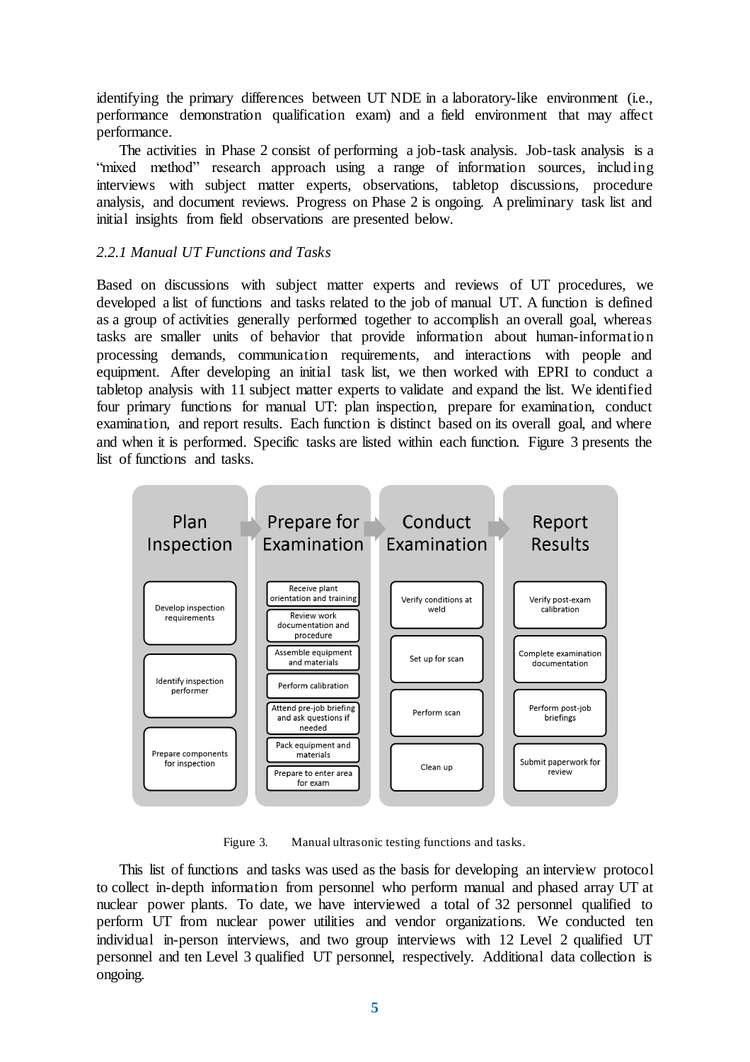identifying the primary differences between UT NDE in a laboratory-like environment (i.e., performance demonstration qualification exam) and a field environment that may affect performance.

The activities in Phase 2 consist of performing a job-task analysis. Job-task analysis is a "mixed method" research approach using a range of information sources, including interviews with subject matter experts, observations, tabletop discussions, procedure analysis, and document reviews. Progress on Phase 2 is ongoing. A preliminary task list and initial insights from field observations are presented below.

### *2.2.1 Manual UT Functions and Tasks*

Based on discussions with subject matter experts and reviews of UT procedures, we developed a list of functions and tasks related to the job of manual UT. A function is defined as a group of activities generally performed together to accomplish an overall goal, whereas tasks are smaller units of behavior that provide information about human-information processing demands, communication requirements, and interactions with people and equipment. After developing an initial task list, we then worked with EPRI to conduct a tabletop analysis with 11 subject matter experts to validate and expand the list. We identified four primary functions for manual UT: plan inspection, prepare for examination, conduct examination, and report results. Each function is distinct based on its overall goal, and where and when it is performed. Specific tasks are listed within each function. Figure 3 presents the list of functions and tasks.

| Plan Inspection | Prepare for Examination | Conduct Examination | Report Results |
| --- | --- | --- | --- |
| Develop inspection requirements | Receive plant orientation and training | Verify conditions at weld | Verify post-exam calibration |
| Identify inspection performer | Review work documentation and procedure | Set up for scan | Complete examination documentation |
| Prepare components for inspection | Assemble equipment and materials | Perform scan | Perform post-job briefings |
| | Perform calibration | Clean up | Submit paperwork for review |
| | Attend pre-job briefing and ask questions if needed | | |
| | Pack equipment and materials | | |
| | Prepare to enter area for exam | | |

Figure 3. Manual ultrasonic testing functions and tasks.

This list of functions and tasks was used as the basis for developing an interview protocol to collect in-depth information from personnel who perform manual and phased array UT at nuclear power plants. To date, we have interviewed a total of 32 personnel qualified to perform UT from nuclear power utilities and vendor organizations. We conducted ten individual in-person interviews, and two group interviews with 12 Level 2 qualified UT personnel and ten Level 3 qualified UT personnel, respectively. Additional data collection is ongoing.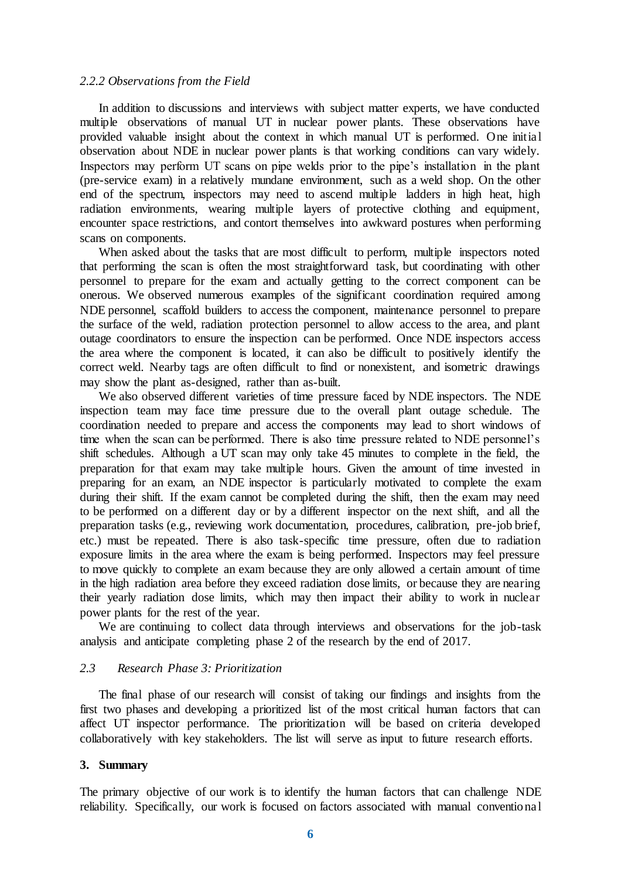### *2.2.2 Observations from the Field*

In addition to discussions and interviews with subject matter experts, we have conducted multiple observations of manual UT in nuclear power plants. These observations have provided valuable insight about the context in which manual UT is performed. One initial observation about NDE in nuclear power plants is that working conditions can vary widely. Inspectors may perform UT scans on pipe welds prior to the pipe's installation in the plant (pre-service exam) in a relatively mundane environment, such as a weld shop. On the other end of the spectrum, inspectors may need to ascend multiple ladders in high heat, high radiation environments, wearing multiple layers of protective clothing and equipment, encounter space restrictions, and contort themselves into awkward postures when performing scans on components.

When asked about the tasks that are most difficult to perform, multiple inspectors noted that performing the scan is often the most straightforward task, but coordinating with other personnel to prepare for the exam and actually getting to the correct component can be onerous. We observed numerous examples of the significant coordination required among NDE personnel, scaffold builders to access the component, maintenance personnel to prepare the surface of the weld, radiation protection personnel to allow access to the area, and plant outage coordinators to ensure the inspection can be performed. Once NDE inspectors access the area where the component is located, it can also be difficult to positively identify the correct weld. Nearby tags are often difficult to find or nonexistent, and isometric drawings may show the plant as-designed, rather than as-built.

We also observed different varieties of time pressure faced by NDE inspectors. The NDE inspection team may face time pressure due to the overall plant outage schedule. The coordination needed to prepare and access the components may lead to short windows of time when the scan can be performed. There is also time pressure related to NDE personnel's shift schedules. Although a UT scan may only take 45 minutes to complete in the field, the preparation for that exam may take multiple hours. Given the amount of time invested in preparing for an exam, an NDE inspector is particularly motivated to complete the exam during their shift. If the exam cannot be completed during the shift, then the exam may need to be performed on a different day or by a different inspector on the next shift, and all the preparation tasks (e.g., reviewing work documentation, procedures, calibration, pre-job brief, etc.) must be repeated. There is also task-specific time pressure, often due to radiation exposure limits in the area where the exam is being performed. Inspectors may feel pressure to move quickly to complete an exam because they are only allowed a certain amount of time in the high radiation area before they exceed radiation dose limits, or because they are nearing their yearly radiation dose limits, which may then impact their ability to work in nuclear power plants for the rest of the year.

We are continuing to collect data through interviews and observations for the job-task analysis and anticipate completing phase 2 of the research by the end of 2017.

### *2.3 Research Phase 3: Prioritization*

The final phase of our research will consist of taking our findings and insights from the first two phases and developing a prioritized list of the most critical human factors that can affect UT inspector performance. The prioritization will be based on criteria developed collaboratively with key stakeholders. The list will serve as input to future research efforts.

## 3. Summary

The primary objective of our work is to identify the human factors that can challenge NDE reliability. Specifically, our work is focused on factors associated with manual conventional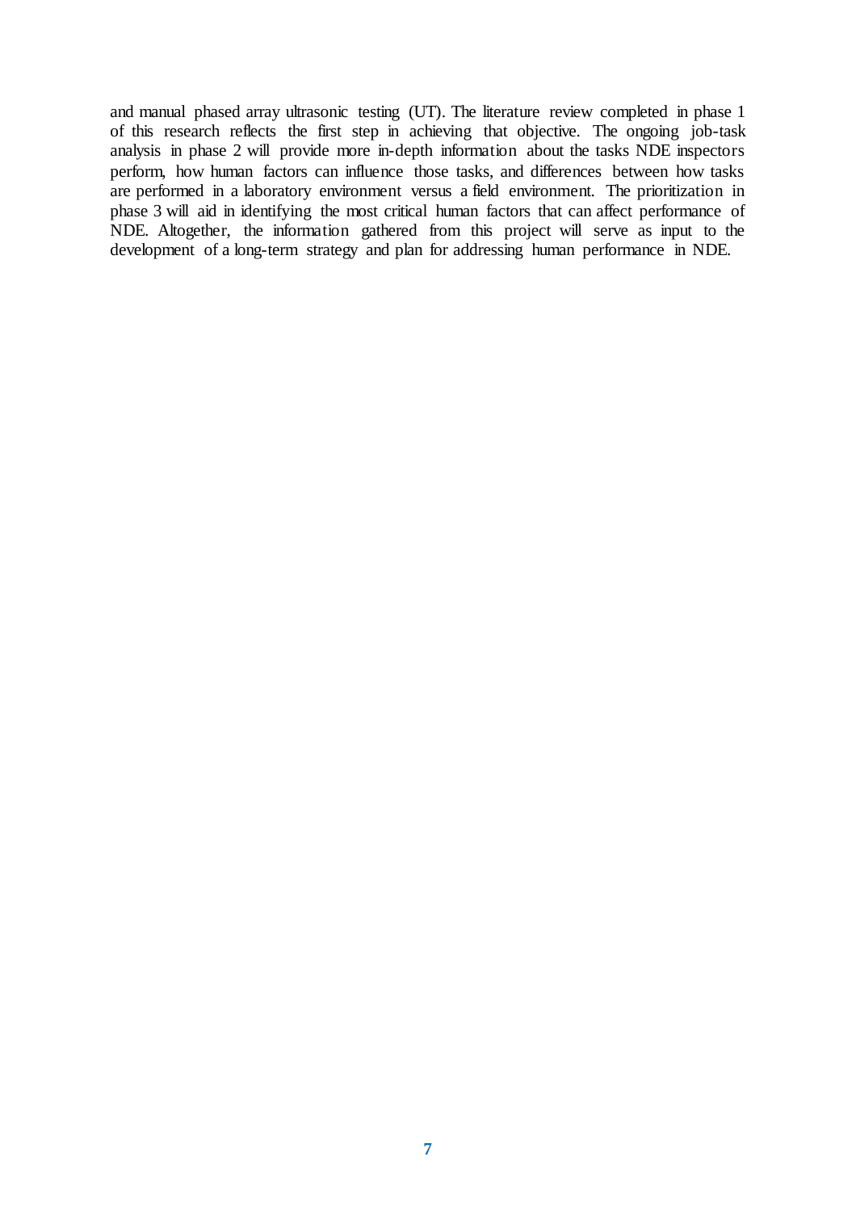and manual phased array ultrasonic testing (UT). The literature review completed in phase 1 of this research reflects the first step in achieving that objective. The ongoing job-task analysis in phase 2 will provide more in-depth information about the tasks NDE inspectors perform, how human factors can influence those tasks, and differences between how tasks are performed in a laboratory environment versus a field environment. The prioritization in phase 3 will aid in identifying the most critical human factors that can affect performance of NDE. Altogether, the information gathered from this project will serve as input to the development of a long-term strategy and plan for addressing human performance in NDE.